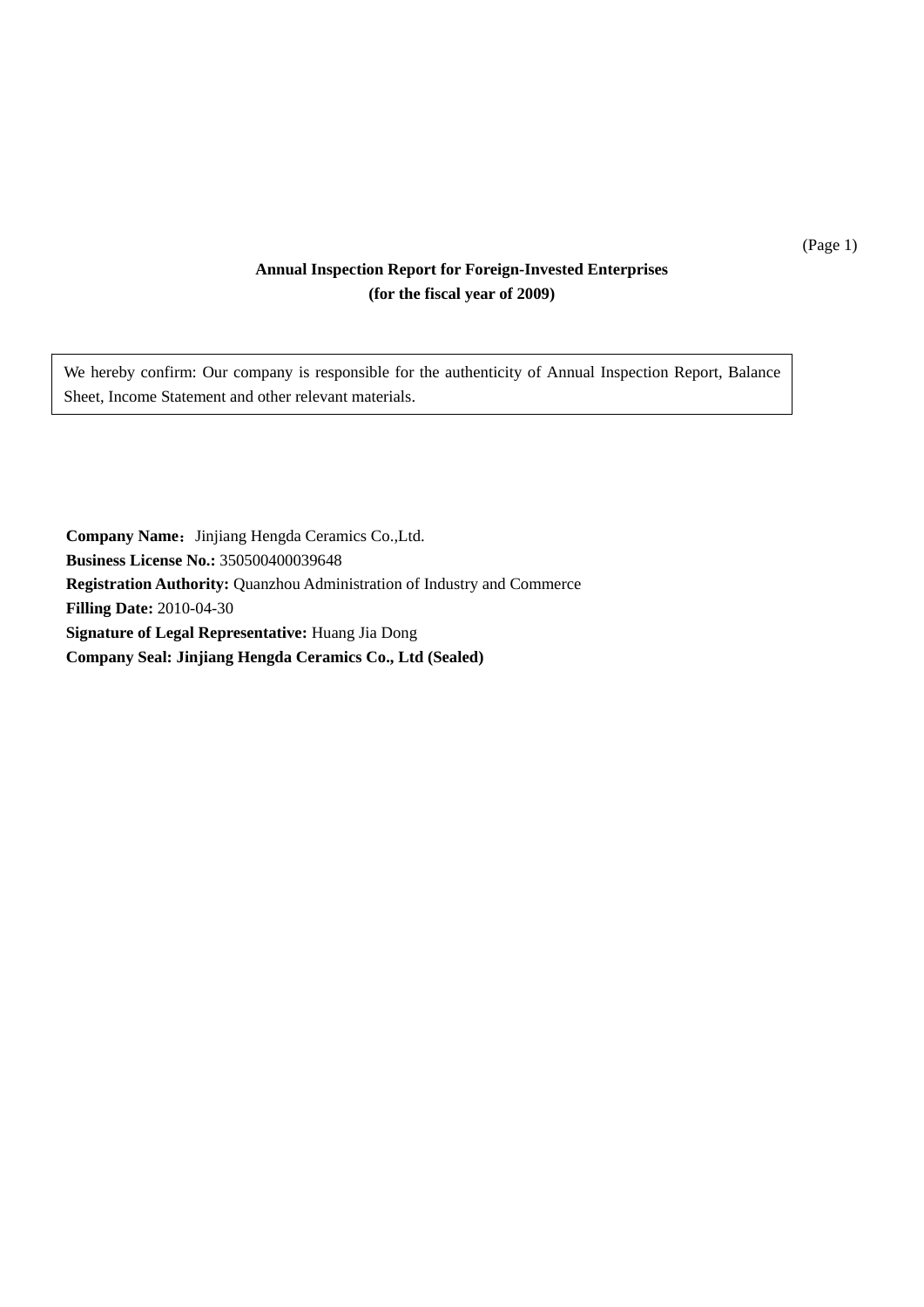# Annual Inspection Report for Foreign-Invested Enterprises
## (for the fiscal year of 2009)

We hereby confirm: Our company is responsible for the authenticity of Annual Inspection Report, Balance Sheet, Income Statement and other relevant materials.

**Company Name：** Jinjiang Hengda Ceramics Co.,Ltd.
**Business License No.:** 350500400039648
**Registration Authority:** Quanzhou Administration of Industry and Commerce
**Filling Date:** 2010-04-30
**Signature of Legal Representative:** Huang Jia Dong
**Company Seal: Jinjiang Hengda Ceramics Co., Ltd (Sealed)**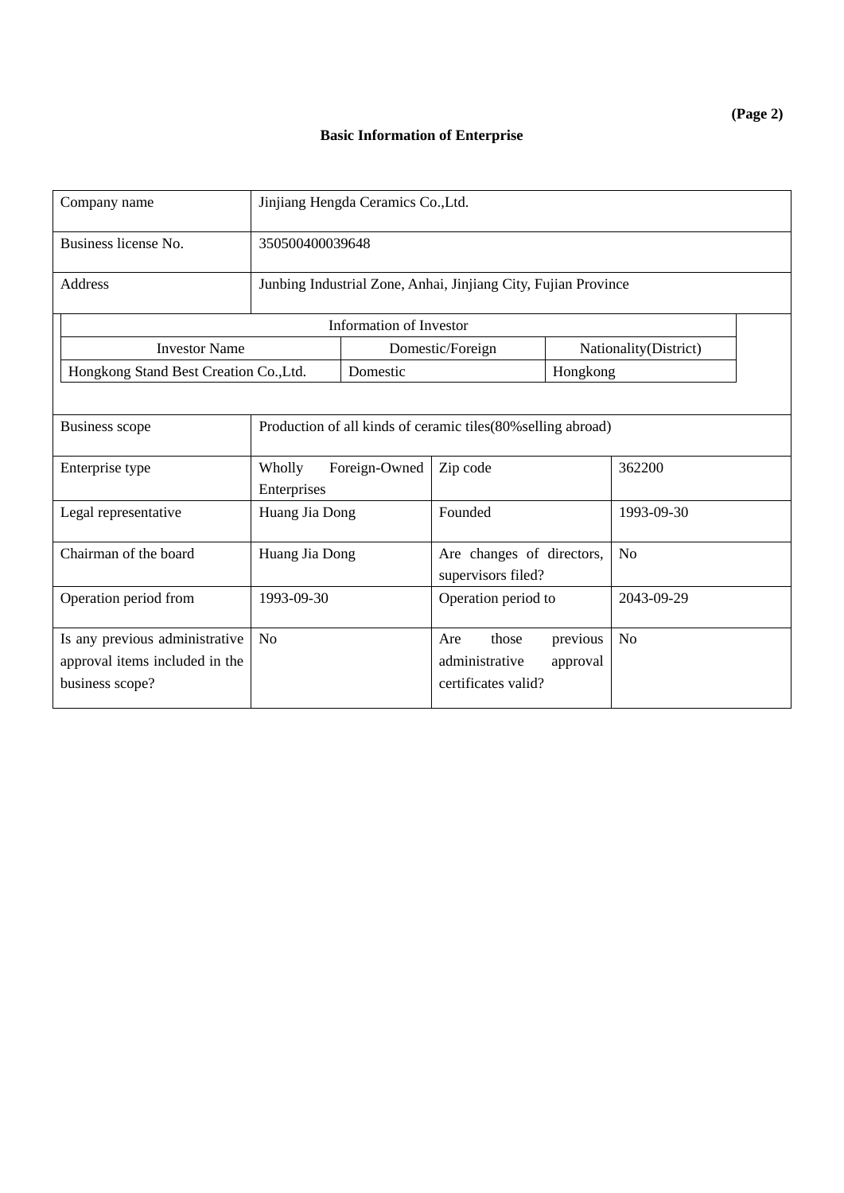## Basic Information of Enterprise

| Company name | Jinjiang Hengda Ceramics Co.,Ltd. | | |
|---|---|---|---|
| Business license No. | 350500400039648 | | |
| Address | Junbing Industrial Zone, Anhai, Jinjiang City, Fujian Province | | |

| Information of Investor | | |
|---|---|---|
| Investor Name | Domestic/Foreign | Nationality(District) |
| Hongkong Stand Best Creation Co.,Ltd. | Domestic | Hongkong |

| Business scope | Production of all kinds of ceramic tiles(80%selling abroad) | | |
|---|---|---|---|
| Enterprise type | Wholly Foreign-Owned Enterprises | Zip code | 362200 |
| Legal representative | Huang Jia Dong | Founded | 1993-09-30 |
| Chairman of the board | Huang Jia Dong | Are changes of directors, supervisors filed? | No |
| Operation period from | 1993-09-30 | Operation period to | 2043-09-29 |
| Is any previous administrative approval items included in the business scope? | No | Are those previous administrative approval certificates valid? | No |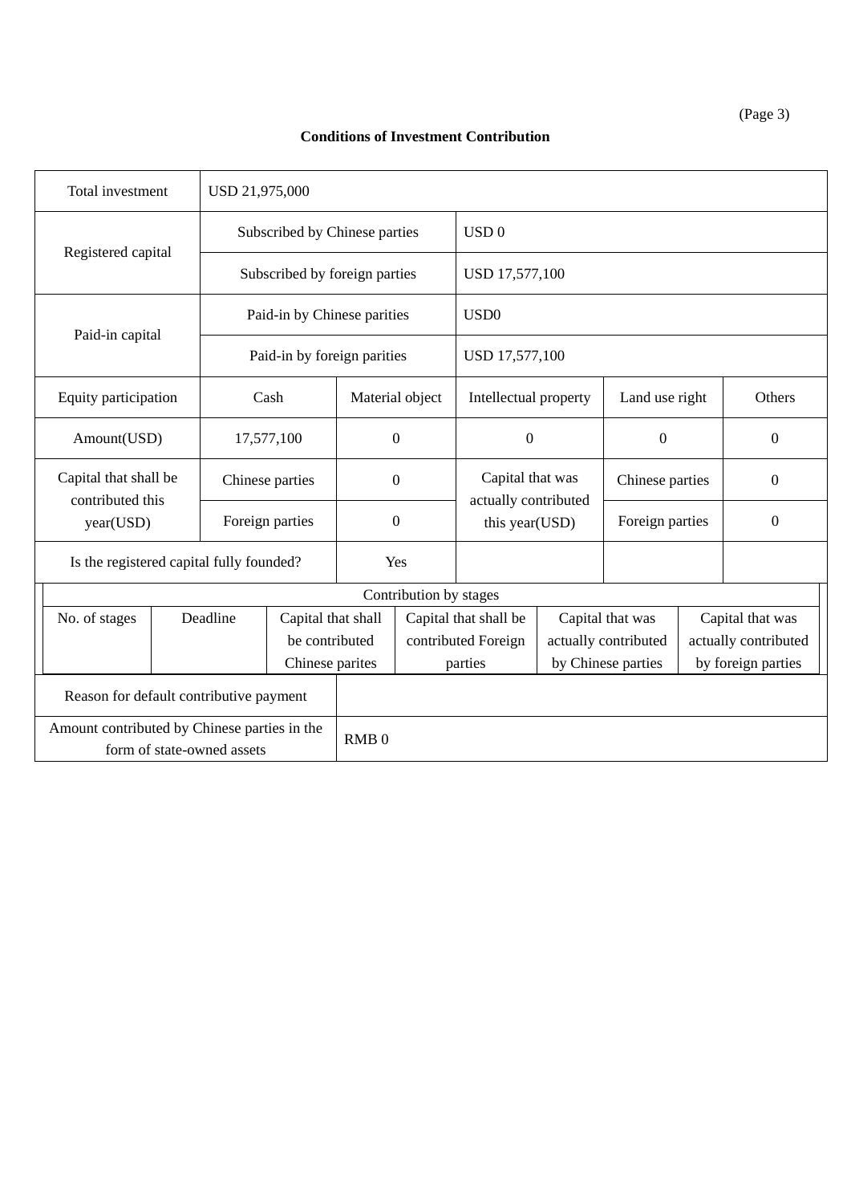(Page 3)

**Conditions of Investment Contribution**

| Total investment | USD 21,975,000 | | | | |
|---|---|---|---|---|---|
| Registered capital | Subscribed by Chinese parties | | USD 0 | | |
| | Subscribed by foreign parties | | USD 17,577,100 | | |
| Paid-in capital | Paid-in by Chinese parities | | USD0 | | |
| | Paid-in by foreign parities | | USD 17,577,100 | | |
| Equity participation | Cash | Material object | Intellectual property | Land use right | Others |
| Amount(USD) | 17,577,100 | 0 | 0 | 0 | 0 |
| Capital that shall be contributed this year(USD) | Chinese parties | 0 | Capital that was actually contributed this year(USD) | Chinese parties | 0 |
| | Foreign parties | 0 | | Foreign parties | 0 |
| Is the registered capital fully founded? | | Yes | | | |

| Contribution by stages | | | | | |
|---|---|---|---|---|---|
| No. of stages | Deadline | Capital that shall be contributed Chinese parites | Capital that shall be contributed Foreign parties | Capital that was actually contributed by Chinese parties | Capital that was actually contributed by foreign parties |

| Reason for default contributive payment | |
|---|---|
| Amount contributed by Chinese parties in the form of state-owned assets | RMB 0 |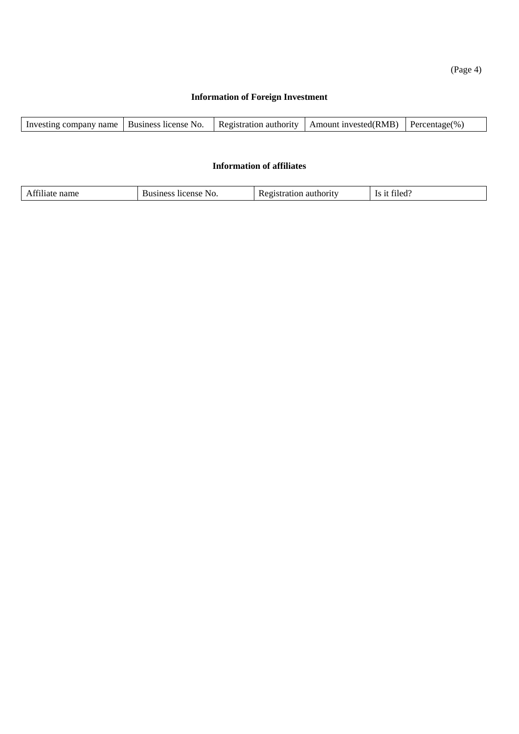## Information of Foreign Investment

| Investing company name | Business license No. | Registration authority | Amount invested(RMB) | Percentage(%) |
|---|---|---|---|---|

## Information of affiliates

| Affiliate name | Business license No. | Registration authority | Is it filed? |
|---|---|---|---|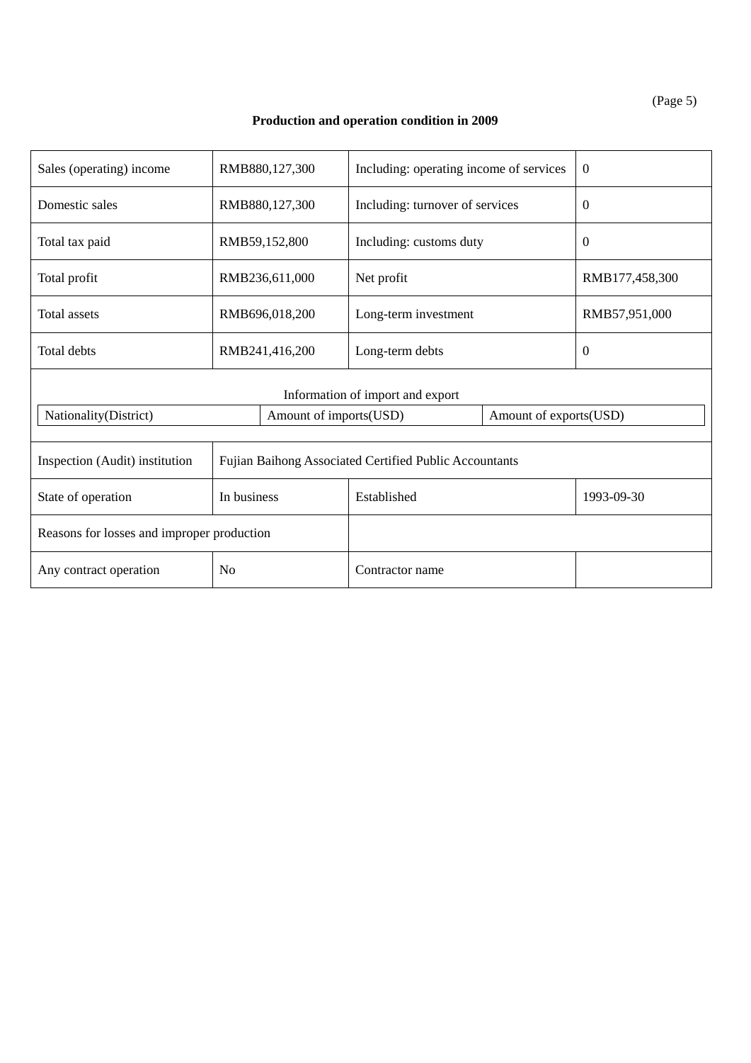**Production and operation condition in 2009**

| Sales (operating) income | RMB880,127,300 | Including: operating income of services | 0 |
|---|---|---|---|
| Domestic sales | RMB880,127,300 | Including: turnover of services | 0 |
| Total tax paid | RMB59,152,800 | Including: customs duty | 0 |
| Total profit | RMB236,611,000 | Net profit | RMB177,458,300 |
| Total assets | RMB696,018,200 | Long-term investment | RMB57,951,000 |
| Total debts | RMB241,416,200 | Long-term debts | 0 |

Information of import and export

| Nationality(District) | Amount of imports(USD) | Amount of exports(USD) |
|---|---|---|

| Inspection (Audit) institution | Fujian Baihong Associated Certified Public Accountants | | |
|---|---|---|---|
| State of operation | In business | Established | 1993-09-30 |
| Reasons for losses and improper production | | | |
| Any contract operation | No | Contractor name | |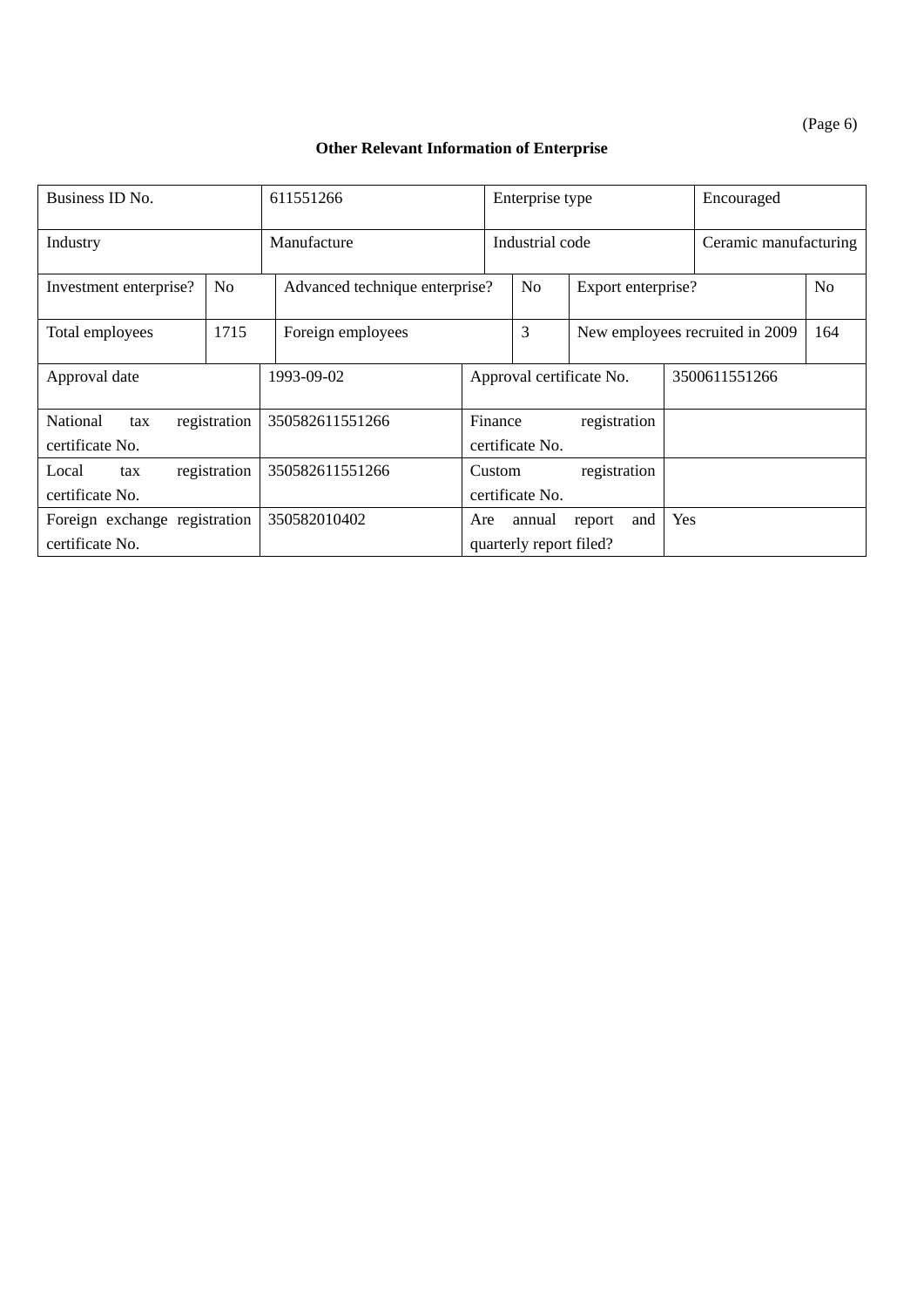**Other Relevant Information of Enterprise**

| | | | | | |
|---|---|---|---|---|---|
| Business ID No. | 611551266 | Enterprise type | | Encouraged | |
| Industry | Manufacture | Industrial code | | Ceramic manufacturing | |
| Investment enterprise? | No | Advanced technique enterprise? | No | Export enterprise? | No |
| Total employees | 1715 | Foreign employees | 3 | New employees recruited in 2009 | 164 |
| Approval date | 1993-09-02 | Approval certificate No. | | 3500611551266 | |
| National tax registration certificate No. | 350582611551266 | Finance registration certificate No. | | | |
| Local tax registration certificate No. | 350582611551266 | Custom registration certificate No. | | | |
| Foreign exchange registration certificate No. | 350582010402 | Are annual report and quarterly report filed? | | Yes | |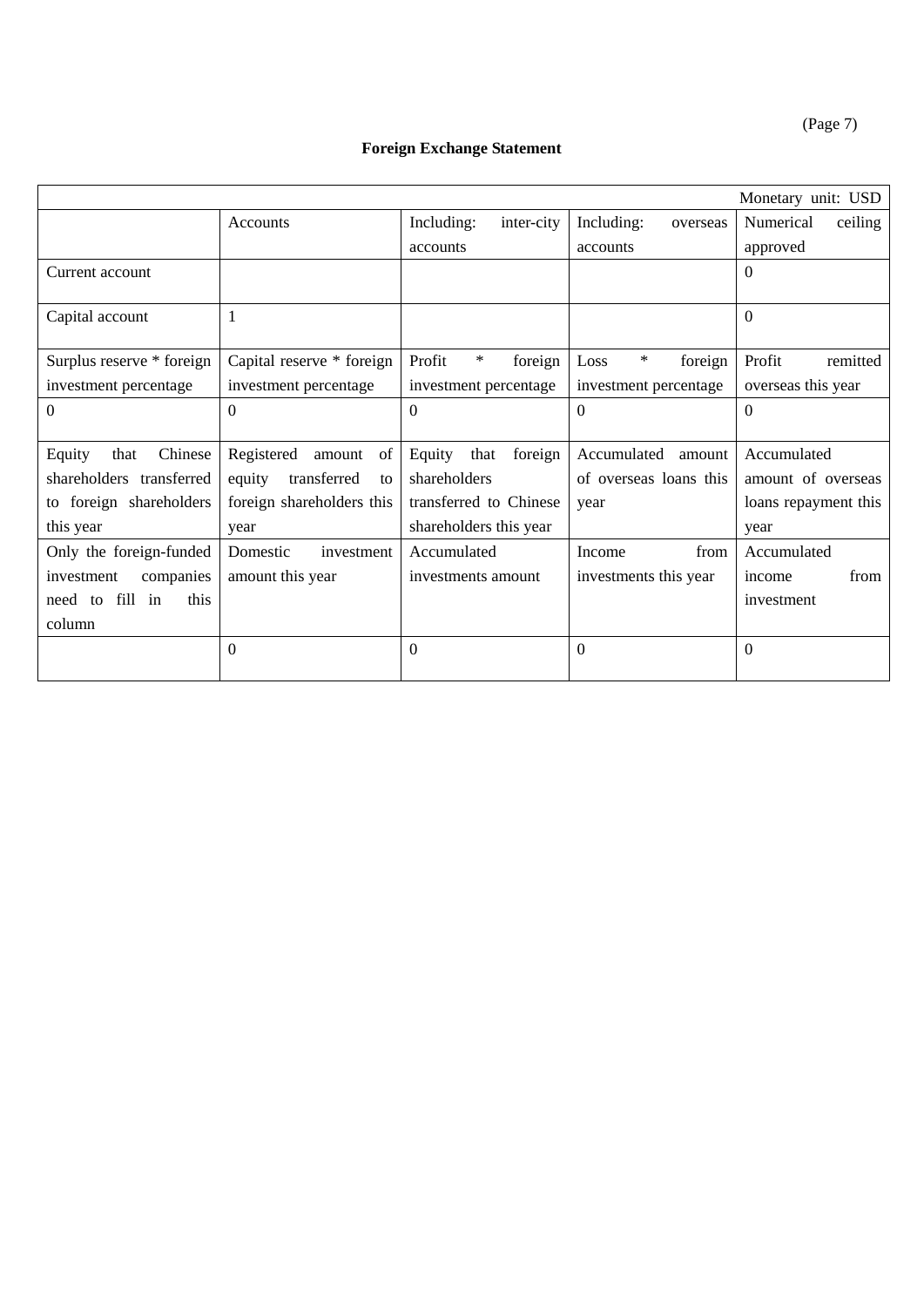**Foreign Exchange Statement**

| Monetary unit: USD | | | | |
|---|---|---|---|---|
| | Accounts | Including: inter-city accounts | Including: overseas accounts | Numerical ceiling approved |
| Current account | | | | 0 |
| Capital account | 1 | | | 0 |
| Surplus reserve * foreign investment percentage | Capital reserve * foreign investment percentage | Profit * foreign investment percentage | Loss * foreign investment percentage | Profit remitted overseas this year |
| 0 | 0 | 0 | 0 | 0 |
| Equity that Chinese shareholders transferred to foreign shareholders this year | Registered amount of equity transferred to foreign shareholders this year | Equity that foreign shareholders transferred to Chinese shareholders this year | Accumulated amount of overseas loans this year | Accumulated amount of overseas loans repayment this year |
| Only the foreign-funded investment companies need to fill in this column | Domestic investment amount this year | Accumulated investments amount | Income from investments this year | Accumulated income from investment |
| | 0 | 0 | 0 | 0 |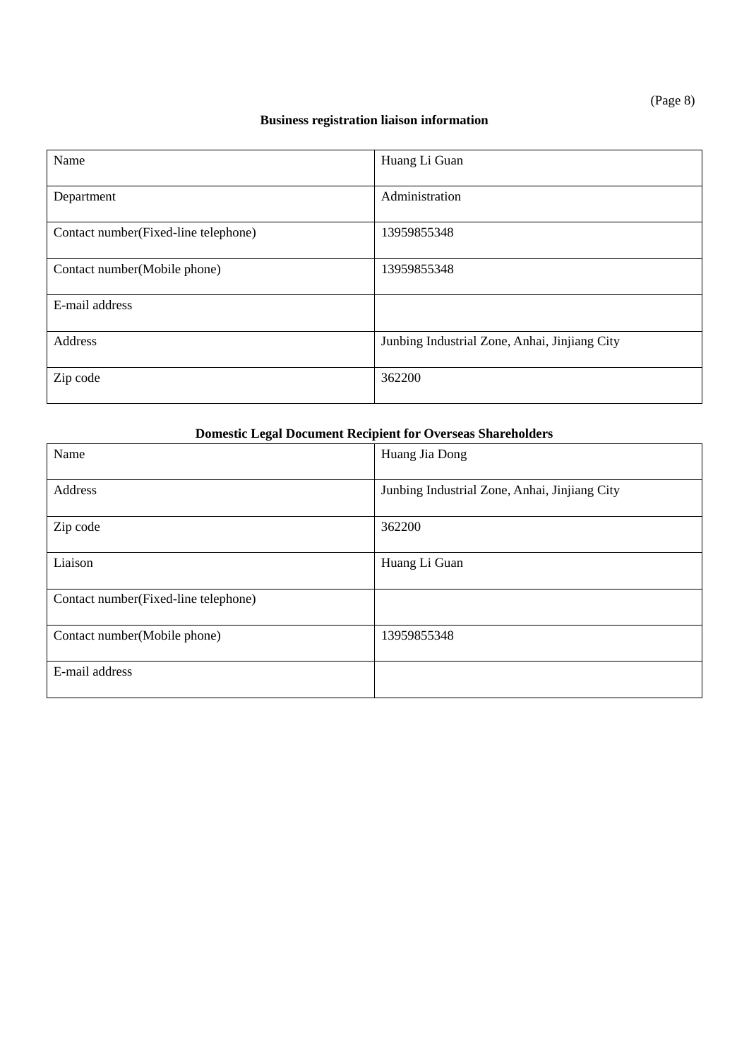**Business registration liaison information**

| Name | Huang Li Guan |
|---|---|
| Department | Administration |
| Contact number(Fixed-line telephone) | 13959855348 |
| Contact number(Mobile phone) | 13959855348 |
| E-mail address | |
| Address | Junbing Industrial Zone, Anhai, Jinjiang City |
| Zip code | 362200 |

**Domestic Legal Document Recipient for Overseas Shareholders**

| Name | Huang Jia Dong |
|---|---|
| Address | Junbing Industrial Zone, Anhai, Jinjiang City |
| Zip code | 362200 |
| Liaison | Huang Li Guan |
| Contact number(Fixed-line telephone) | |
| Contact number(Mobile phone) | 13959855348 |
| E-mail address | |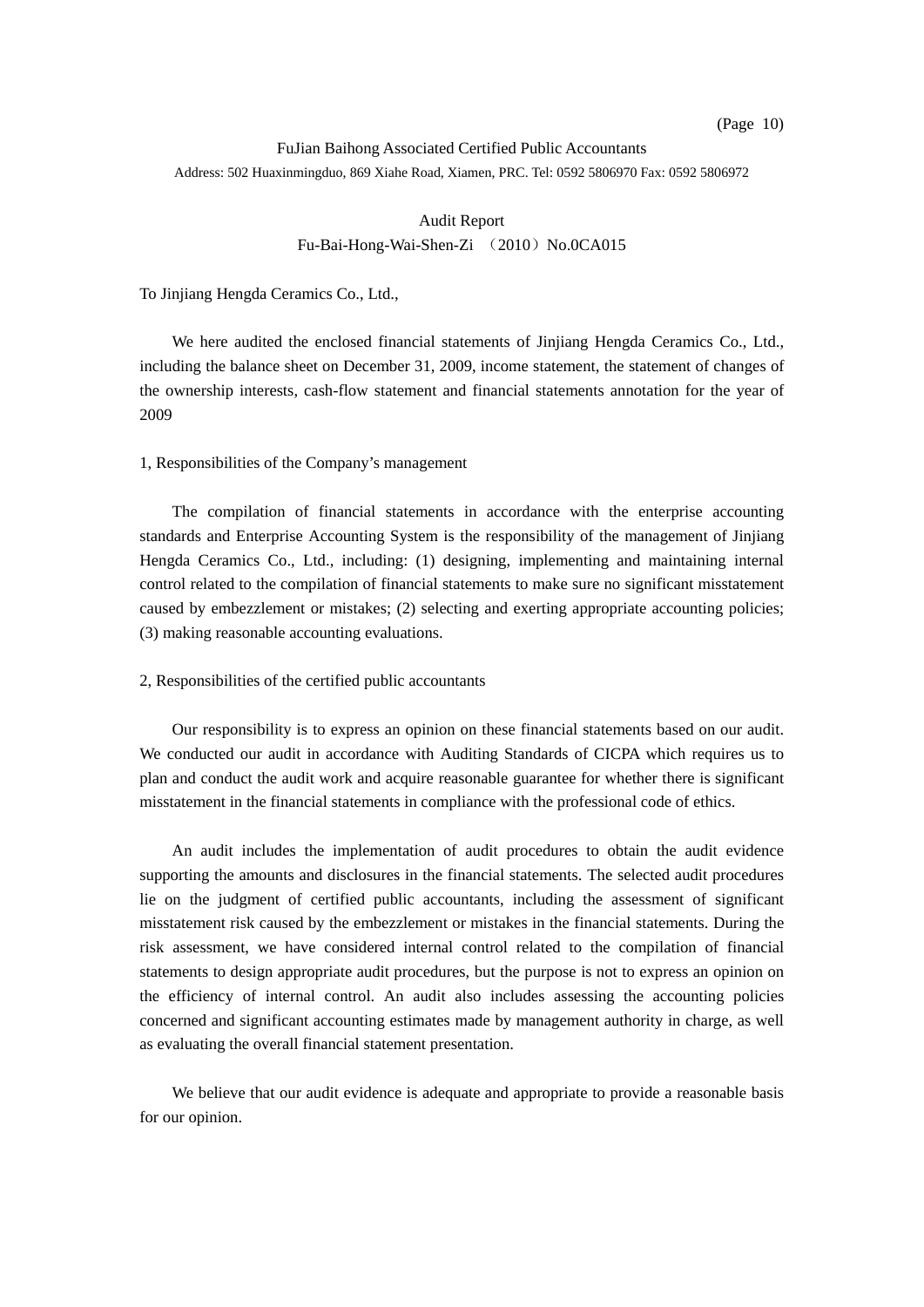FuJian Baihong Associated Certified Public Accountants

Address: 502 Huaxinmingduo, 869 Xiahe Road, Xiamen, PRC. Tel: 0592 5806970 Fax: 0592 5806972

# Audit Report

Fu-Bai-Hong-Wai-Shen-Zi （2010）No.0CA015

To Jinjiang Hengda Ceramics Co., Ltd.,

We here audited the enclosed financial statements of Jinjiang Hengda Ceramics Co., Ltd., including the balance sheet on December 31, 2009, income statement, the statement of changes of the ownership interests, cash-flow statement and financial statements annotation for the year of 2009

1, Responsibilities of the Company's management

The compilation of financial statements in accordance with the enterprise accounting standards and Enterprise Accounting System is the responsibility of the management of Jinjiang Hengda Ceramics Co., Ltd., including: (1) designing, implementing and maintaining internal control related to the compilation of financial statements to make sure no significant misstatement caused by embezzlement or mistakes; (2) selecting and exerting appropriate accounting policies; (3) making reasonable accounting evaluations.

2, Responsibilities of the certified public accountants

Our responsibility is to express an opinion on these financial statements based on our audit. We conducted our audit in accordance with Auditing Standards of CICPA which requires us to plan and conduct the audit work and acquire reasonable guarantee for whether there is significant misstatement in the financial statements in compliance with the professional code of ethics.

An audit includes the implementation of audit procedures to obtain the audit evidence supporting the amounts and disclosures in the financial statements. The selected audit procedures lie on the judgment of certified public accountants, including the assessment of significant misstatement risk caused by the embezzlement or mistakes in the financial statements. During the risk assessment, we have considered internal control related to the compilation of financial statements to design appropriate audit procedures, but the purpose is not to express an opinion on the efficiency of internal control. An audit also includes assessing the accounting policies concerned and significant accounting estimates made by management authority in charge, as well as evaluating the overall financial statement presentation.

We believe that our audit evidence is adequate and appropriate to provide a reasonable basis for our opinion.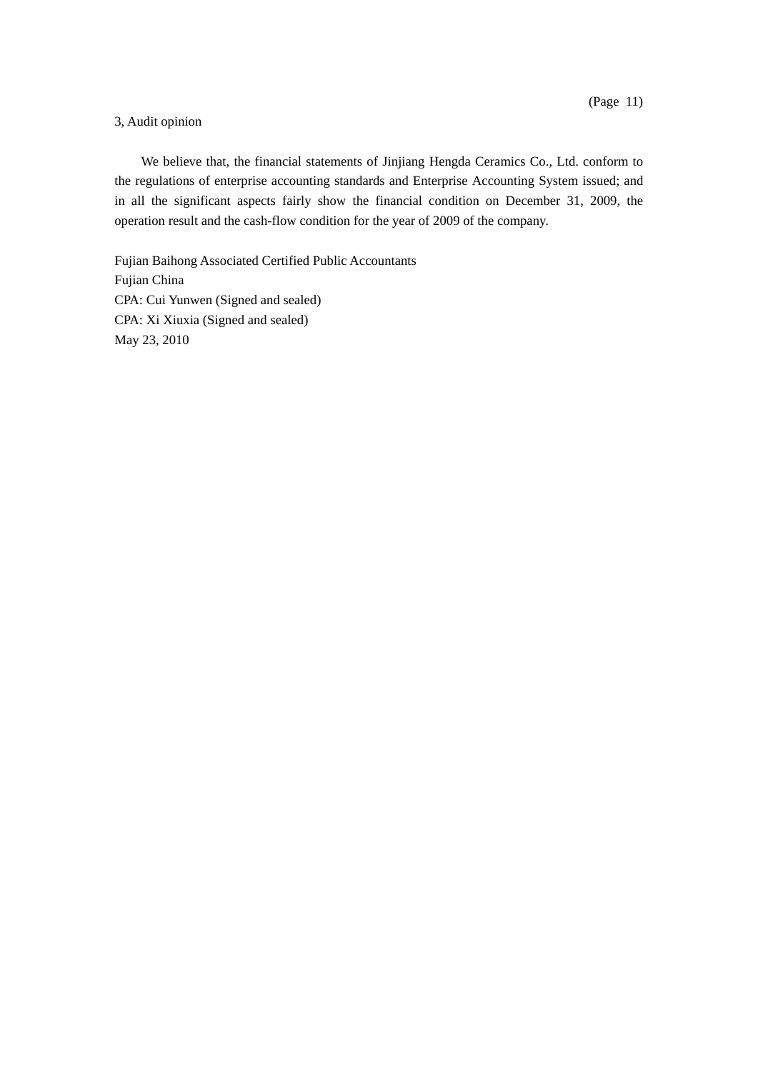3, Audit opinion

We believe that, the financial statements of Jinjiang Hengda Ceramics Co., Ltd. conform to the regulations of enterprise accounting standards and Enterprise Accounting System issued; and in all the significant aspects fairly show the financial condition on December 31, 2009, the operation result and the cash-flow condition for the year of 2009 of the company.

Fujian Baihong Associated Certified Public Accountants  
Fujian China  
CPA: Cui Yunwen (Signed and sealed)  
CPA: Xi Xiuxia (Signed and sealed)  
May 23, 2010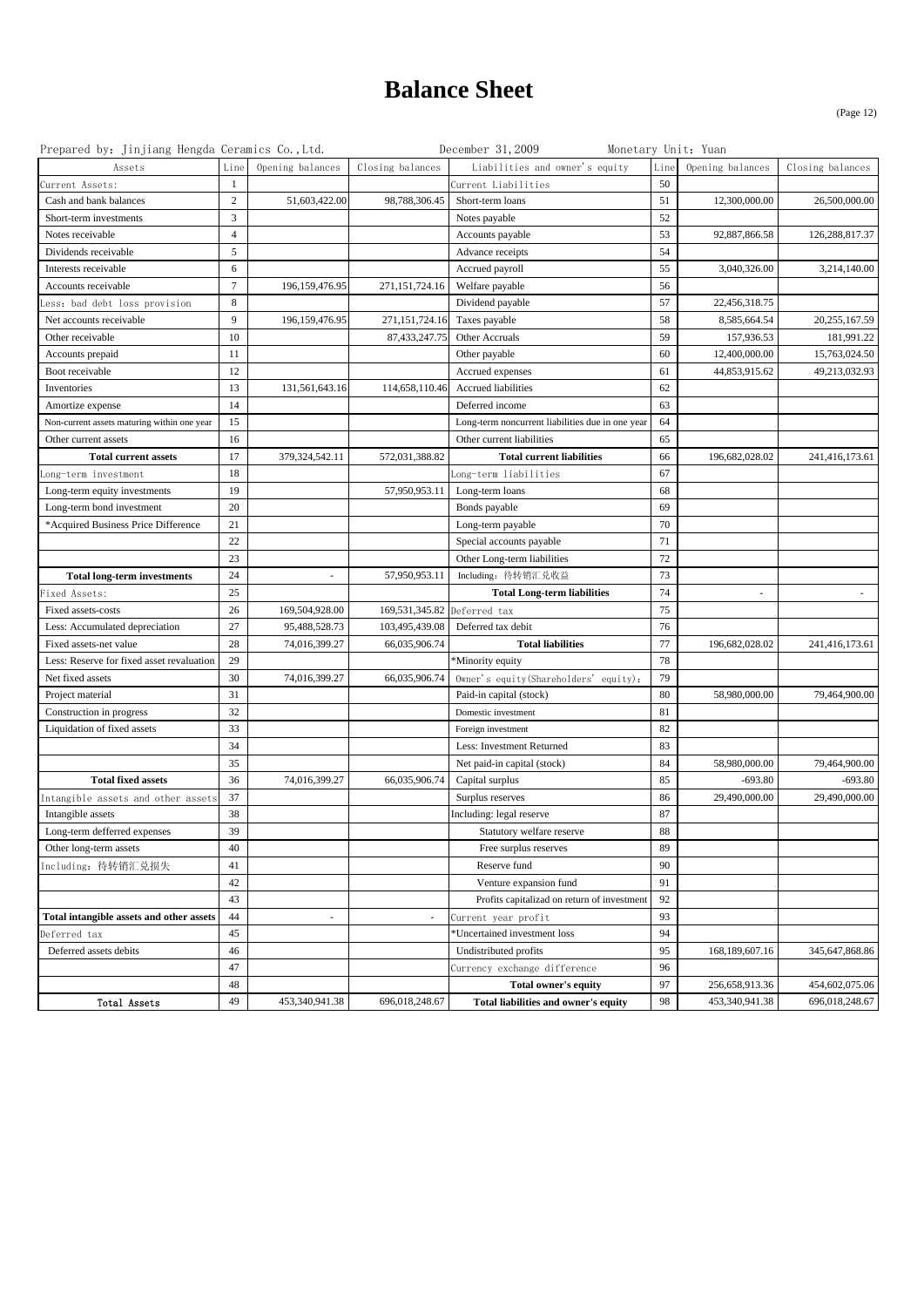# Balance Sheet

(Page 12)

Prepared by: Jinjiang Hengda Ceramics Co.,Ltd.　　December 31,2009　　Monetary Unit: Yuan

| Assets | Line | Opening balances | Closing balances | Liabilities and owner's equity | Line | Opening balances | Closing balances |
|---|---|---|---|---|---|---|---|
| Current Assets: | 1 | | | Current Liabilities | 50 | | |
| Cash and bank balances | 2 | 51,603,422.00 | 98,788,306.45 | Short-term loans | 51 | 12,300,000.00 | 26,500,000.00 |
| Short-term investments | 3 | | | Notes payable | 52 | | |
| Notes receivable | 4 | | | Accounts payable | 53 | 92,887,866.58 | 126,288,817.37 |
| Dividends receivable | 5 | | | Advance receipts | 54 | | |
| Interests receivable | 6 | | | Accrued payroll | 55 | 3,040,326.00 | 3,214,140.00 |
| Accounts receivable | 7 | 196,159,476.95 | 271,151,724.16 | Welfare payable | 56 | | |
| Less: bad debt loss provision | 8 | | | Dividend payable | 57 | 22,456,318.75 | |
| Net accounts receivable | 9 | 196,159,476.95 | 271,151,724.16 | Taxes payable | 58 | 8,585,664.54 | 20,255,167.59 |
| Other receivable | 10 | | 87,433,247.75 | Other Accruals | 59 | 157,936.53 | 181,991.22 |
| Accounts prepaid | 11 | | | Other payable | 60 | 12,400,000.00 | 15,763,024.50 |
| Boot receivable | 12 | | | Accrued expenses | 61 | 44,853,915.62 | 49,213,032.93 |
| Inventories | 13 | 131,561,643.16 | 114,658,110.46 | Accrued liabilities | 62 | | |
| Amortize expense | 14 | | | Deferred income | 63 | | |
| Non-current assets maturing within one year | 15 | | | Long-term noncurrent liabilities due in one year | 64 | | |
| Other current assets | 16 | | | Other current liabilities | 65 | | |
| **Total current assets** | 17 | 379,324,542.11 | 572,031,388.82 | **Total current liabilities** | 66 | 196,682,028.02 | 241,416,173.61 |
| Long-term investment | 18 | | | Long-term liabilities | 67 | | |
| Long-term equity investments | 19 | | 57,950,953.11 | Long-term loans | 68 | | |
| Long-term bond investment | 20 | | | Bonds payable | 69 | | |
| *Acquired Business Price Difference | 21 | | | Long-term payable | 70 | | |
| | 22 | | | Special accounts payable | 71 | | |
| | 23 | | | Other Long-term liabilities | 72 | | |
| **Total long-term investments** | 24 | - | 57,950,953.11 | Including: 待转销汇兑收益 | 73 | | |
| Fixed Assets: | 25 | | | **Total Long-term liabilities** | 74 | - | - |
| Fixed assets-costs | 26 | 169,504,928.00 | 169,531,345.82 | Deferred tax | 75 | | |
| Less: Accumulated depreciation | 27 | 95,488,528.73 | 103,495,439.08 | Deferred tax debit | 76 | | |
| Fixed assets-net value | 28 | 74,016,399.27 | 66,035,906.74 | **Total liabilities** | 77 | 196,682,028.02 | 241,416,173.61 |
| Less: Reserve for fixed asset revaluation | 29 | | | *Minority equity | 78 | | |
| Net fixed assets | 30 | 74,016,399.27 | 66,035,906.74 | Owner's equity(Shareholders' equity): | 79 | | |
| Project material | 31 | | | Paid-in capital (stock) | 80 | 58,980,000.00 | 79,464,900.00 |
| Construction in progress | 32 | | | Domestic investment | 81 | | |
| Liquidation of fixed assets | 33 | | | Foreign investment | 82 | | |
| | 34 | | | Less: Investment Returned | 83 | | |
| | 35 | | | Net paid-in capital (stock) | 84 | 58,980,000.00 | 79,464,900.00 |
| **Total fixed assets** | 36 | 74,016,399.27 | 66,035,906.74 | Capital surplus | 85 | -693.80 | -693.80 |
| Intangible assets and other assets | 37 | | | Surplus reserves | 86 | 29,490,000.00 | 29,490,000.00 |
| Intangible assets | 38 | | | Including: legal reserve | 87 | | |
| Long-term defferred expenses | 39 | | | Statutory welfare reserve | 88 | | |
| Other long-term assets | 40 | | | Free surplus reserves | 89 | | |
| Including: 待转销汇兑损失 | 41 | | | Reserve fund | 90 | | |
| | 42 | | | Venture expansion fund | 91 | | |
| | 43 | | | Profits capitalizad on return of investment | 92 | | |
| **Total intangible assets and other assets** | 44 | - | - | Current year profit | 93 | | |
| Deferred tax | 45 | | | *Uncertained investment loss | 94 | | |
| Deferred assets debits | 46 | | | Undistributed profits | 95 | 168,189,607.16 | 345,647,868.86 |
| | 47 | | | Currency exchange difference | 96 | | |
| | 48 | | | **Total owner's equity** | 97 | 256,658,913.36 | 454,602,075.06 |
| Total Assets | 49 | 453,340,941.38 | 696,018,248.67 | **Total liabilities and owner's equity** | 98 | 453,340,941.38 | 696,018,248.67 |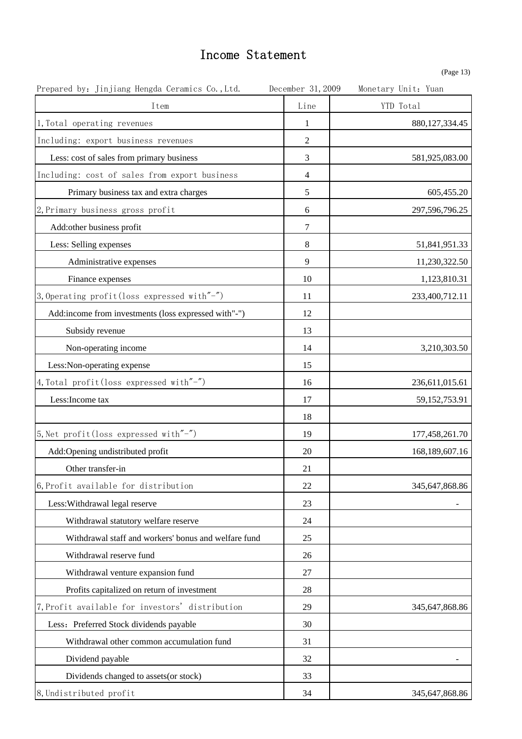# Income Statement

(Page 13)

Prepared by: Jinjiang Hengda Ceramics Co.,Ltd. December 31,2009 Monetary Unit: Yuan

| Item | Line | YTD Total |
|---|---|---|
| 1,Total operating revenues | 1 | 880,127,334.45 |
| Including: export business revenues | 2 | |
| Less: cost of sales from primary business | 3 | 581,925,083.00 |
| Including: cost of sales from export business | 4 | |
| Primary business tax and extra charges | 5 | 605,455.20 |
| 2,Primary business gross profit | 6 | 297,596,796.25 |
| Add:other business profit | 7 | |
| Less: Selling expenses | 8 | 51,841,951.33 |
| Administrative expenses | 9 | 11,230,322.50 |
| Finance expenses | 10 | 1,123,810.31 |
| 3,Operating profit(loss expressed with"-") | 11 | 233,400,712.11 |
| Add:income from investments (loss expressed with"-") | 12 | |
| Subsidy revenue | 13 | |
| Non-operating income | 14 | 3,210,303.50 |
| Less:Non-operating expense | 15 | |
| 4,Total profit(loss expressed with"-") | 16 | 236,611,015.61 |
| Less:Income tax | 17 | 59,152,753.91 |
| | 18 | |
| 5,Net profit(loss expressed with"-") | 19 | 177,458,261.70 |
| Add:Opening undistributed profit | 20 | 168,189,607.16 |
| Other transfer-in | 21 | |
| 6,Profit available for distribution | 22 | 345,647,868.86 |
| Less:Withdrawal legal reserve | 23 | - |
| Withdrawal statutory welfare reserve | 24 | |
| Withdrawal staff and workers' bonus and welfare fund | 25 | |
| Withdrawal reserve fund | 26 | |
| Withdrawal venture expansion fund | 27 | |
| Profits capitalized on return of investment | 28 | |
| 7,Profit available for investors' distribution | 29 | 345,647,868.86 |
| Less：Preferred Stock dividends payable | 30 | |
| Withdrawal other common accumulation fund | 31 | |
| Dividend payable | 32 | - |
| Dividends changed to assets(or stock) | 33 | |
| 8,Undistributed profit | 34 | 345,647,868.86 |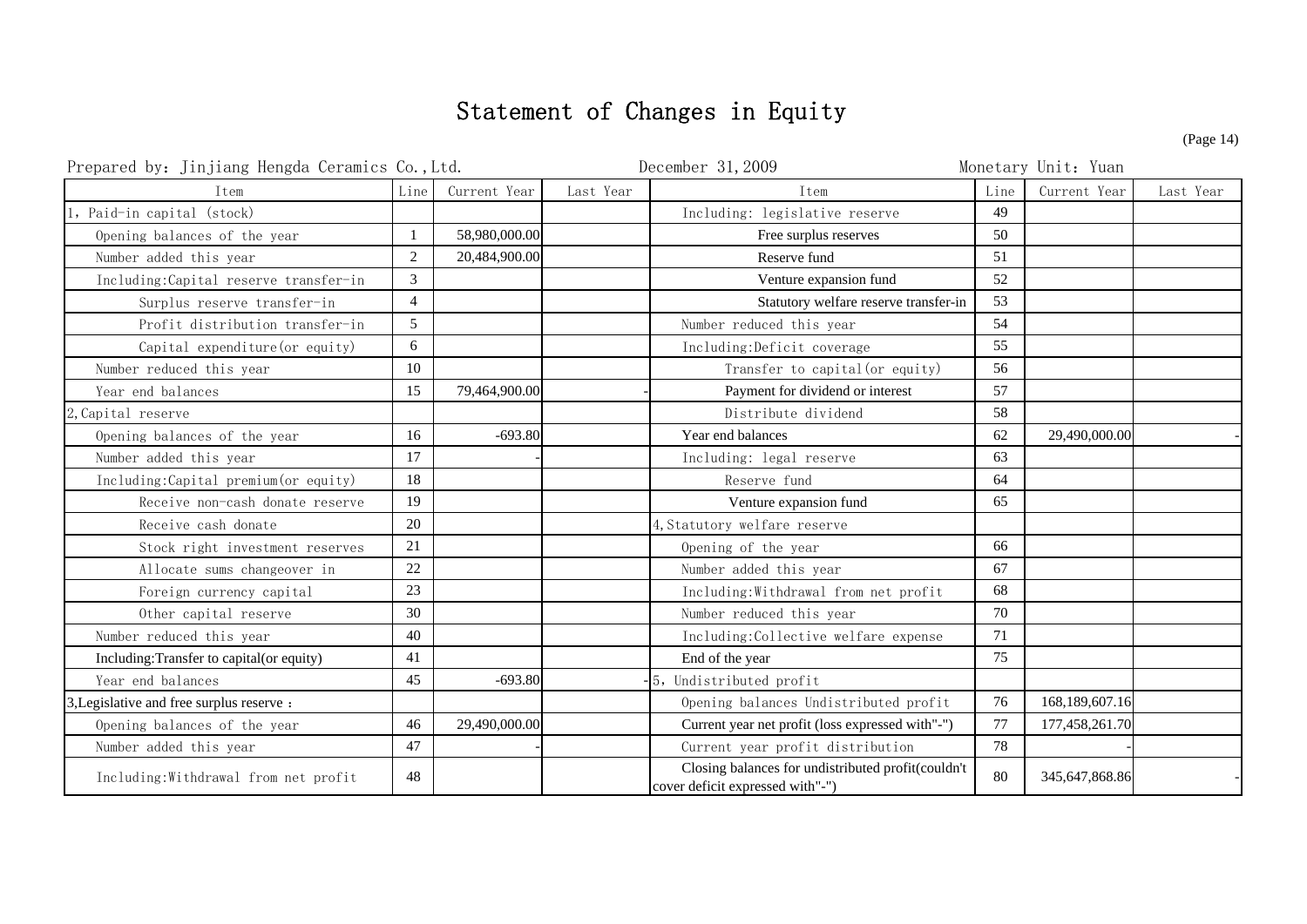# Statement of Changes in Equity

Prepared by: Jinjiang Hengda Ceramics Co.,Ltd. December 31,2009 Monetary Unit: Yuan

| Item | Line | Current Year | Last Year | Item | Line | Current Year | Last Year |
|---|---|---|---|---|---|---|---|
| 1, Paid-in capital (stock) | | | | Including: legislative reserve | 49 | | |
| Opening balances of the year | 1 | 58,980,000.00 | | Free surplus reserves | 50 | | |
| Number added this year | 2 | 20,484,900.00 | | Reserve fund | 51 | | |
| Including:Capital reserve transfer-in | 3 | | | Venture expansion fund | 52 | | |
| Surplus reserve transfer-in | 4 | | | Statutory welfare reserve transfer-in | 53 | | |
| Profit distribution transfer-in | 5 | | | Number reduced this year | 54 | | |
| Capital expenditure(or equity) | 6 | | | Including:Deficit coverage | 55 | | |
| Number reduced this year | 10 | | | Transfer to capital(or equity) | 56 | | |
| Year end balances | 15 | 79,464,900.00 | - | Payment for dividend or interest | 57 | | |
| 2,Capital reserve | | | | Distribute dividend | 58 | | |
| Opening balances of the year | 16 | -693.80 | | Year end balances | 62 | 29,490,000.00 | - |
| Number added this year | 17 | - | | Including: legal reserve | 63 | | |
| Including:Capital premium(or equity) | 18 | | | Reserve fund | 64 | | |
| Receive non-cash donate reserve | 19 | | | Venture expansion fund | 65 | | |
| Receive cash donate | 20 | | | 4,Statutory welfare reserve | | | |
| Stock right investment reserves | 21 | | | Opening of the year | 66 | | |
| Allocate sums changeover in | 22 | | | Number added this year | 67 | | |
| Foreign currency capital | 23 | | | Including:Withdrawal from net profit | 68 | | |
| Other capital reserve | 30 | | | Number reduced this year | 70 | | |
| Number reduced this year | 40 | | | Including:Collective welfare expense | 71 | | |
| Including:Transfer to capital(or equity) | 41 | | | End of the year | 75 | | |
| Year end balances | 45 | -693.80 | - | 5, Undistributed profit | | | |
| 3,Legislative and free surplus reserve : | | | | Opening balances Undistributed profit | 76 | 168,189,607.16 | |
| Opening balances of the year | 46 | 29,490,000.00 | | Current year net profit (loss expressed with"-") | 77 | 177,458,261.70 | |
| Number added this year | 47 | - | | Current year profit distribution | 78 | - | |
| Including:Withdrawal from net profit | 48 | | | Closing balances for undistributed profit(couldn't cover deficit expressed with"-") | 80 | 345,647,868.86 | - |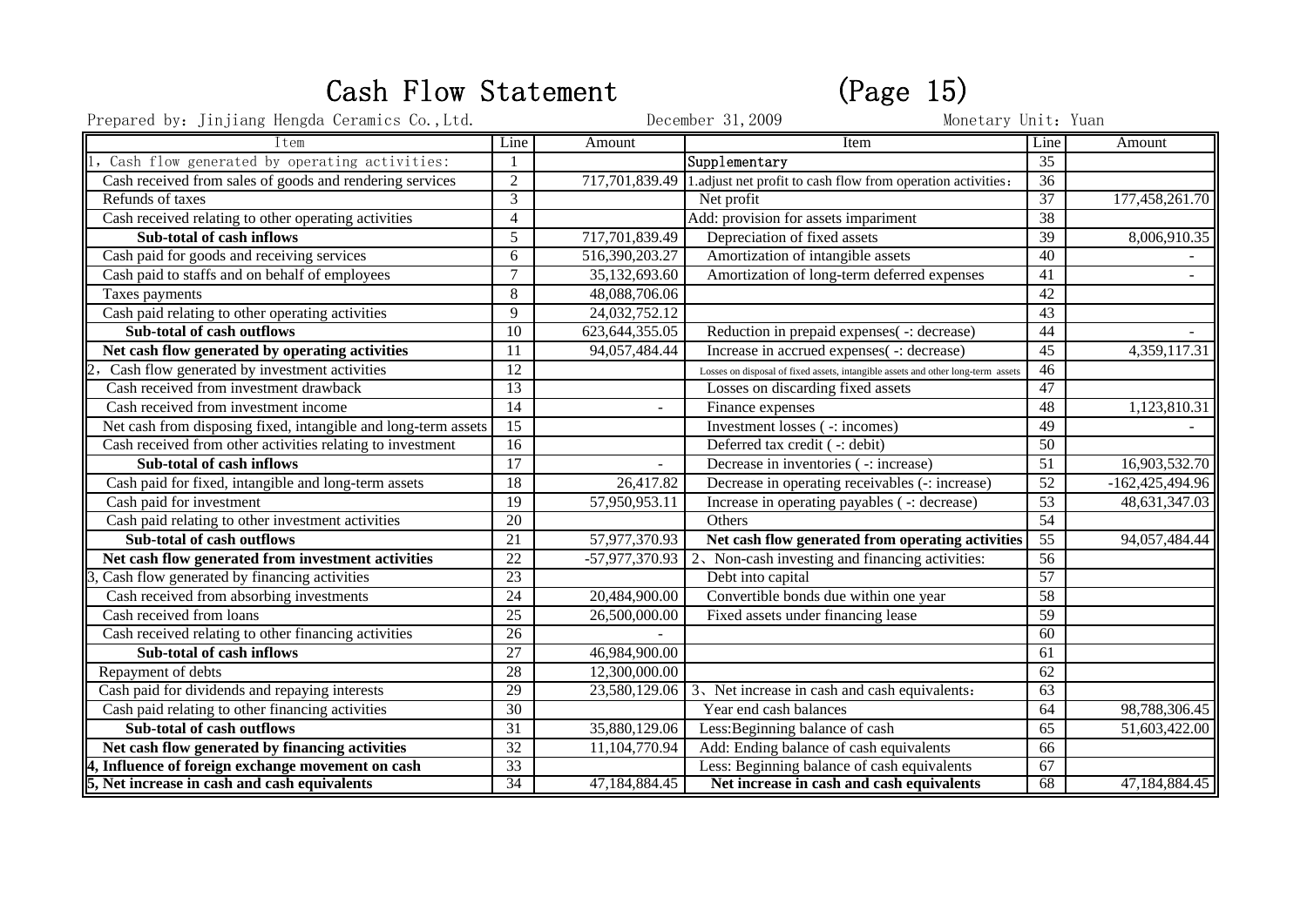# Cash Flow Statement (Page 15)

Prepared by: Jinjiang Hengda Ceramics Co.,Ltd. December 31,2009 Monetary Unit: Yuan

| Item | Line | Amount | Item | Line | Amount |
|---|---|---|---|---|---|
| 1, Cash flow generated by operating activities: | 1 | | Supplementary | 35 | |
| Cash received from sales of goods and rendering services | 2 | 717,701,839.49 | 1.adjust net profit to cash flow from operation activities: | 36 | |
| Refunds of taxes | 3 | | Net profit | 37 | 177,458,261.70 |
| Cash received relating to other operating activities | 4 | | Add: provision for assets impariment | 38 | |
| **Sub-total of cash inflows** | 5 | 717,701,839.49 | Depreciation of fixed assets | 39 | 8,006,910.35 |
| Cash paid for goods and receiving services | 6 | 516,390,203.27 | Amortization of intangible assets | 40 | - |
| Cash paid to staffs and on behalf of employees | 7 | 35,132,693.60 | Amortization of long-term deferred expenses | 41 | - |
| Taxes payments | 8 | 48,088,706.06 | | 42 | |
| Cash paid relating to other operating activities | 9 | 24,032,752.12 | | 43 | |
| **Sub-total of cash outflows** | 10 | 623,644,355.05 | Reduction in prepaid expenses( -: decrease) | 44 | - |
| **Net cash flow generated by operating activities** | 11 | 94,057,484.44 | Increase in accrued expenses( -: decrease) | 45 | 4,359,117.31 |
| 2, Cash flow generated by investment activities | 12 | | Losses on disposal of fixed assets, intangible assets and other long-term assets | 46 | |
| Cash received from investment drawback | 13 | | Losses on discarding fixed assets | 47 | |
| Cash received from investment income | 14 | - | Finance expenses | 48 | 1,123,810.31 |
| Net cash from disposing fixed, intangible and long-term assets | 15 | | Investment losses ( -: incomes) | 49 | - |
| Cash received from other activities relating to investment | 16 | | Deferred tax credit ( -: debit) | 50 | |
| **Sub-total of cash inflows** | 17 | - | Decrease in inventories ( -: increase) | 51 | 16,903,532.70 |
| Cash paid for fixed, intangible and long-term assets | 18 | 26,417.82 | Decrease in operating receivables (-: increase) | 52 | -162,425,494.96 |
| Cash paid for investment | 19 | 57,950,953.11 | Increase in operating payables ( -: decrease) | 53 | 48,631,347.03 |
| Cash paid relating to other investment activities | 20 | | Others | 54 | |
| **Sub-total of cash outflows** | 21 | 57,977,370.93 | **Net cash flow generated from operating activities** | 55 | 94,057,484.44 |
| **Net cash flow generated from investment activities** | 22 | -57,977,370.93 | 2、Non-cash investing and financing activities: | 56 | |
| 3, Cash flow generated by financing activities | 23 | | Debt into capital | 57 | |
| Cash received from absorbing investments | 24 | 20,484,900.00 | Convertible bonds due within one year | 58 | |
| Cash received from loans | 25 | 26,500,000.00 | Fixed assets under financing lease | 59 | |
| Cash received relating to other financing activities | 26 | - | | 60 | |
| **Sub-total of cash inflows** | 27 | 46,984,900.00 | | 61 | |
| Repayment of debts | 28 | 12,300,000.00 | | 62 | |
| Cash paid for dividends and repaying interests | 29 | 23,580,129.06 | 3、Net increase in cash and cash equivalents: | 63 | |
| Cash paid relating to other financing activities | 30 | | Year end cash balances | 64 | 98,788,306.45 |
| **Sub-total of cash outflows** | 31 | 35,880,129.06 | Less:Beginning balance of cash | 65 | 51,603,422.00 |
| **Net cash flow generated by financing activities** | 32 | 11,104,770.94 | Add: Ending balance of cash equivalents | 66 | |
| **4, Influence of foreign exchange movement on cash** | 33 | | Less: Beginning balance of cash equivalents | 67 | |
| **5, Net increase in cash and cash equivalents** | 34 | 47,184,884.45 | **Net increase in cash and cash equivalents** | 68 | 47,184,884.45 |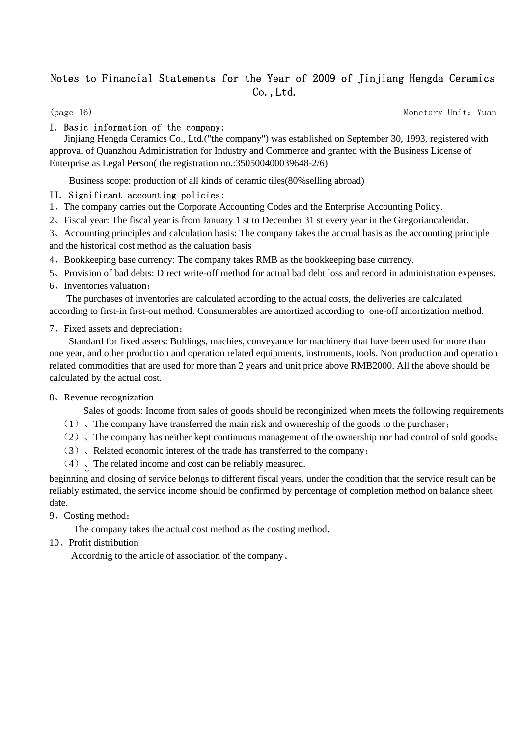# Notes to Financial Statements for the Year of 2009 of Jinjiang Hengda Ceramics Co.,Ltd.

(page 16) Monetary Unit：Yuan

## I. Basic information of the company:

Jinjiang Hengda Ceramics Co., Ltd.("the company") was established on September 30, 1993, registered with approval of Quanzhou Administration for Industry and Commerce and granted with the Business License of Enterprise as Legal Person( the registration no.:350500400039648-2/6)

Business scope: production of all kinds of ceramic tiles(80%selling abroad)

## II. Significant accounting policies:

1、The company carries out the Corporate Accounting Codes and the Enterprise Accounting Policy.

2、Fiscal year: The fiscal year is from January 1 st to December 31 st every year in the Gregoriancalendar.

3、Accounting principles and calculation basis: The company takes the accrual basis as the accounting principle and the historical cost method as the caluation basis

4、Bookkeeping base currency: The company takes RMB as the bookkeeping base currency.

5、Provision of bad debts: Direct write-off method for actual bad debt loss and record in administration expenses.

6、Inventories valuation：

The purchases of inventories are calculated according to the actual costs, the deliveries are calculated according to first-in first-out method. Consumerables are amortized according to one-off amortization method.

7、Fixed assets and depreciation：

Standard for fixed assets: Buldings, machies, conveyance for machinery that have been used for more than one year, and other production and operation related equipments, instruments, tools. Non production and operation related commodities that are used for more than 2 years and unit price above RMB2000. All the above should be calculated by the actual cost.

8、Revenue recognization

Sales of goods: Income from sales of goods should be reconginized when meets the following requirements

（1）、The company have transferred the main risk and ownereship of the goods to the purchaser；

（2）、The company has neither kept continuous management of the ownership nor had control of sold goods；

（3）、Related economic interest of the trade has transferred to the company；

（4）、The related income and cost can be reliably measured.

beginning and closing of service belongs to different fiscal years, under the condition that the service result can be reliably estimated, the service income should be confirmed by percentage of completion method on balance sheet date.

9、Costing method：

The company takes the actual cost method as the costing method.

10、Profit distribution

Accordnig to the article of association of the company。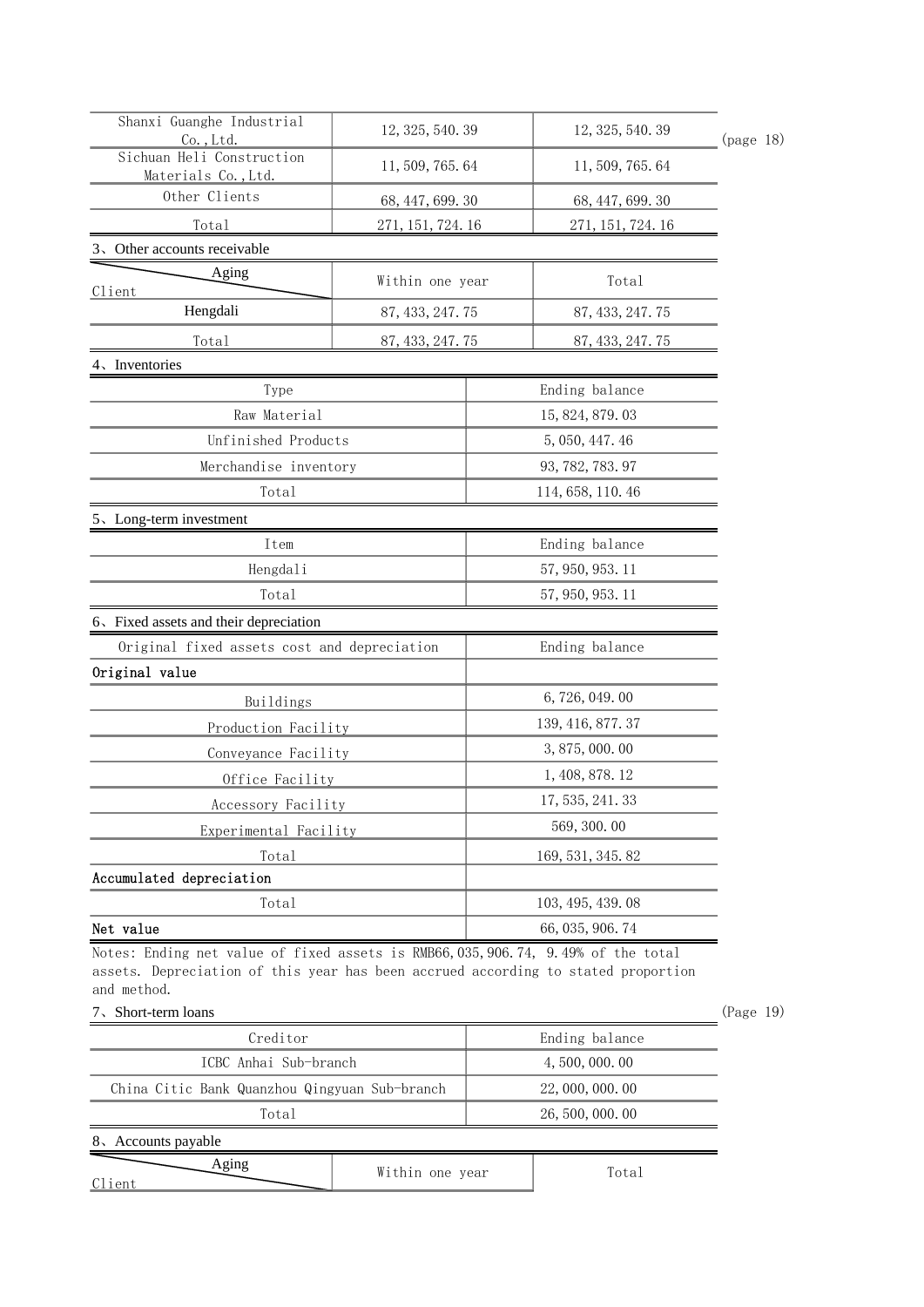| | | |
|---|---|---|
| Shanxi Guanghe Industrial Co.,Ltd. | 12,325,540.39 | 12,325,540.39 |
| Sichuan Heli Construction Materials Co.,Ltd. | 11,509,765.64 | 11,509,765.64 |
| Other Clients | 68,447,699.30 | 68,447,699.30 |
| Total | 271,151,724.16 | 271,151,724.16 |

(page 18)

3、Other accounts receivable

| Aging / Client | Within one year | Total |
|---|---|---|
| Hengdali | 87,433,247.75 | 87,433,247.75 |
| Total | 87,433,247.75 | 87,433,247.75 |

4、Inventories

| Type | Ending balance |
|---|---|
| Raw Material | 15,824,879.03 |
| Unfinished Products | 5,050,447.46 |
| Merchandise inventory | 93,782,783.97 |
| Total | 114,658,110.46 |

5、Long-term investment

| Item | Ending balance |
|---|---|
| Hengdali | 57,950,953.11 |
| Total | 57,950,953.11 |

6、Fixed assets and their depreciation

| Original fixed assets cost and depreciation | Ending balance |
|---|---|
| **Original value** | |
| Buildings | 6,726,049.00 |
| Production Facility | 139,416,877.37 |
| Conveyance Facility | 3,875,000.00 |
| Office Facility | 1,408,878.12 |
| Accessory Facility | 17,535,241.33 |
| Experimental Facility | 569,300.00 |
| Total | 169,531,345.82 |
| **Accumulated depreciation** | |
| Total | 103,495,439.08 |
| **Net value** | 66,035,906.74 |

Notes: Ending net value of fixed assets is RMB66,035,906.74, 9.49% of the total assets. Depreciation of this year has been accrued according to stated proportion and method.

(Page 19)

7、Short-term loans

| Creditor | Ending balance |
|---|---|
| ICBC Anhai Sub-branch | 4,500,000.00 |
| China Citic Bank Quanzhou Qingyuan Sub-branch | 22,000,000.00 |
| Total | 26,500,000.00 |

8、Accounts payable

| Aging / Client | Within one year | Total |
|---|---|---|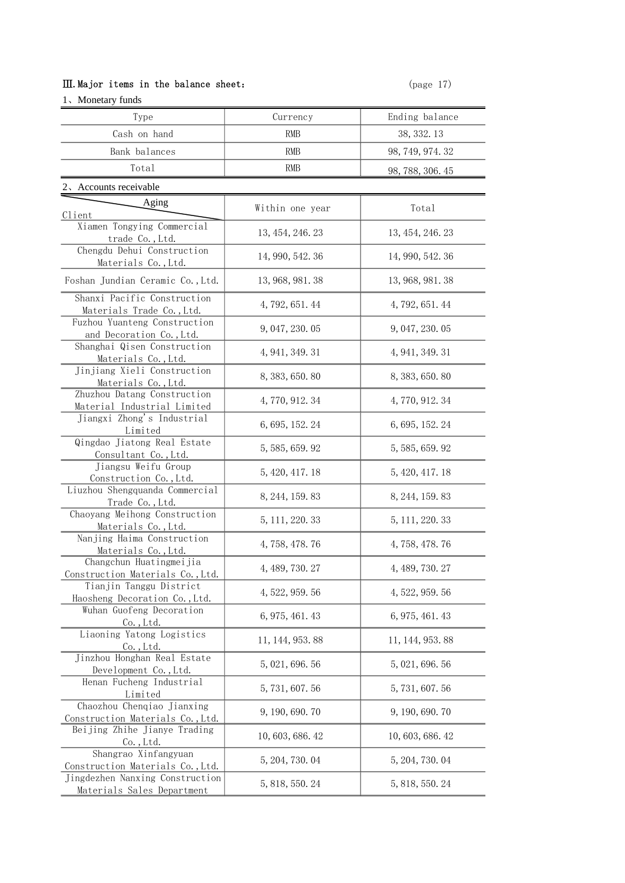Ⅲ.Major items in the balance sheet: (page 17)

1、Monetary funds

| Type | Currency | Ending balance |
|---|---|---|
| Cash on hand | RMB | 38,332.13 |
| Bank balances | RMB | 98,749,974.32 |
| Total | RMB | 98,788,306.45 |

2、Accounts receivable

| Client \ Aging | Within one year | Total |
|---|---|---|
| Xiamen Tongying Commercial trade Co.,Ltd. | 13,454,246.23 | 13,454,246.23 |
| Chengdu Dehui Construction Materials Co.,Ltd. | 14,990,542.36 | 14,990,542.36 |
| Foshan Jundian Ceramic Co.,Ltd. | 13,968,981.38 | 13,968,981.38 |
| Shanxi Pacific Construction Materials Trade Co.,Ltd. | 4,792,651.44 | 4,792,651.44 |
| Fuzhou Yuanteng Construction and Decoration Co.,Ltd. | 9,047,230.05 | 9,047,230.05 |
| Shanghai Qisen Construction Materials Co.,Ltd. | 4,941,349.31 | 4,941,349.31 |
| Jinjiang Xieli Construction Materials Co.,Ltd. | 8,383,650.80 | 8,383,650.80 |
| Zhuzhou Datang Construction Material Industrial Limited | 4,770,912.34 | 4,770,912.34 |
| Jiangxi Zhong's Industrial Limited | 6,695,152.24 | 6,695,152.24 |
| Qingdao Jiatong Real Estate Consultant Co.,Ltd. | 5,585,659.92 | 5,585,659.92 |
| Jiangsu Weifu Group Construction Co.,Ltd. | 5,420,417.18 | 5,420,417.18 |
| Liuzhou Shengquanda Commercial Trade Co.,Ltd. | 8,244,159.83 | 8,244,159.83 |
| Chaoyang Meihong Construction Materials Co.,Ltd. | 5,111,220.33 | 5,111,220.33 |
| Nanjing Haima Construction Materials Co.,Ltd. | 4,758,478.76 | 4,758,478.76 |
| Changchun Huatingmeijia Construction Materials Co.,Ltd. | 4,489,730.27 | 4,489,730.27 |
| Tianjin Tanggu District Haosheng Decoration Co.,Ltd. | 4,522,959.56 | 4,522,959.56 |
| Wuhan Guofeng Decoration Co.,Ltd. | 6,975,461.43 | 6,975,461.43 |
| Liaoning Yatong Logistics Co.,Ltd. | 11,144,953.88 | 11,144,953.88 |
| Jinzhou Honghan Real Estate Development Co.,Ltd. | 5,021,696.56 | 5,021,696.56 |
| Henan Fucheng Industrial Limited | 5,731,607.56 | 5,731,607.56 |
| Chaozhou Chenqiao Jianxing Construction Materials Co.,Ltd. | 9,190,690.70 | 9,190,690.70 |
| Beijing Zhihe Jianye Trading Co.,Ltd. | 10,603,686.42 | 10,603,686.42 |
| Shangrao Xinfangyuan Construction Materials Co.,Ltd. | 5,204,730.04 | 5,204,730.04 |
| Jingdezhen Nanxing Construction Materials Sales Department | 5,818,550.24 | 5,818,550.24 |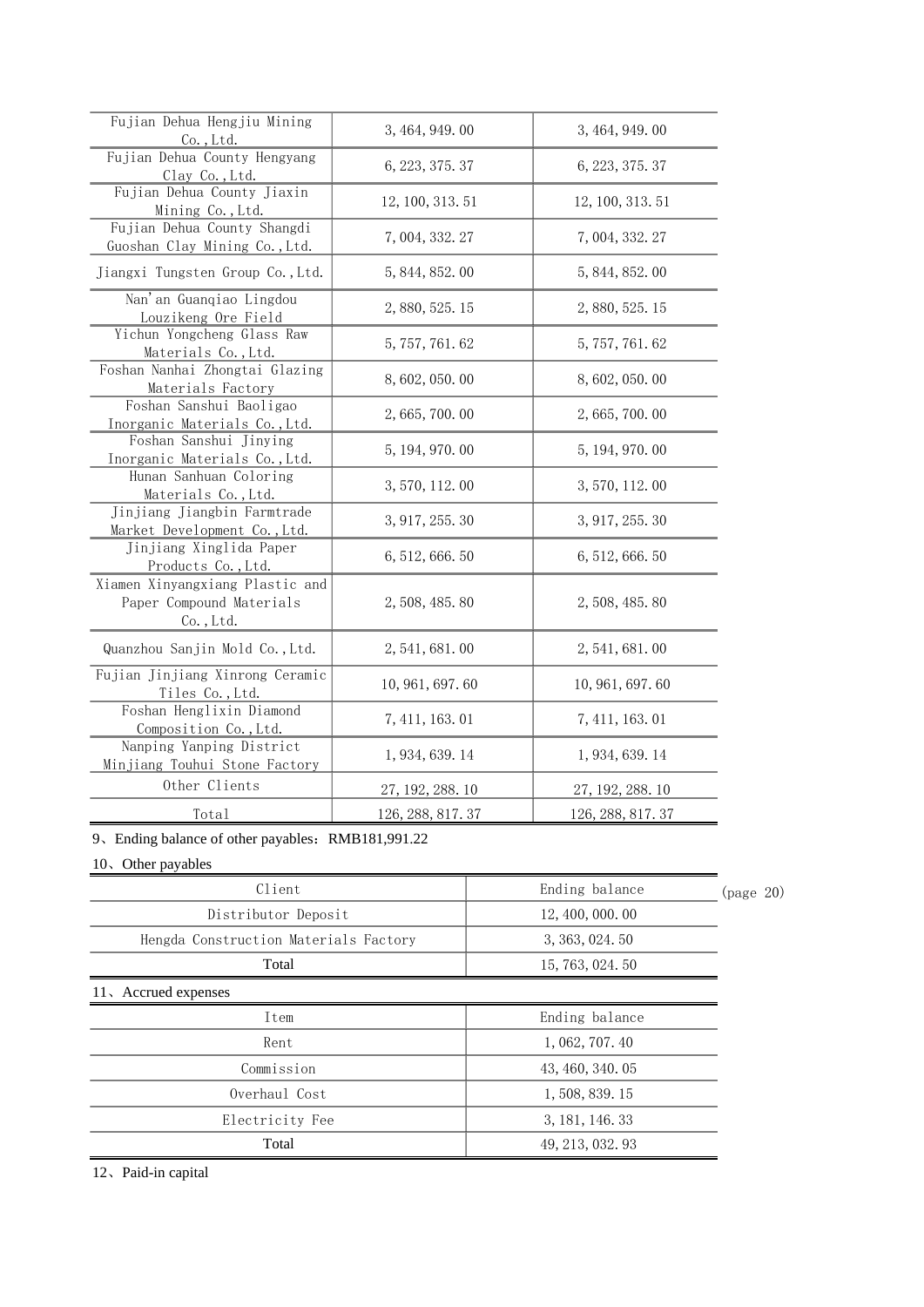| | | |
|---|---|---|
| Fujian Dehua Hengjiu Mining Co.,Ltd. | 3,464,949.00 | 3,464,949.00 |
| Fujian Dehua County Hengyang Clay Co.,Ltd. | 6,223,375.37 | 6,223,375.37 |
| Fujian Dehua County Jiaxin Mining Co.,Ltd. | 12,100,313.51 | 12,100,313.51 |
| Fujian Dehua County Shangdi Guoshan Clay Mining Co.,Ltd. | 7,004,332.27 | 7,004,332.27 |
| Jiangxi Tungsten Group Co.,Ltd. | 5,844,852.00 | 5,844,852.00 |
| Nan'an Guanqiao Lingdou Louzikeng Ore Field | 2,880,525.15 | 2,880,525.15 |
| Yichun Yongcheng Glass Raw Materials Co.,Ltd. | 5,757,761.62 | 5,757,761.62 |
| Foshan Nanhai Zhongtai Glazing Materials Factory | 8,602,050.00 | 8,602,050.00 |
| Foshan Sanshui Baoligao Inorganic Materials Co.,Ltd. | 2,665,700.00 | 2,665,700.00 |
| Foshan Sanshui Jinying Inorganic Materials Co.,Ltd. | 5,194,970.00 | 5,194,970.00 |
| Hunan Sanhuan Coloring Materials Co.,Ltd. | 3,570,112.00 | 3,570,112.00 |
| Jinjiang Jiangbin Farmtrade Market Development Co.,Ltd. | 3,917,255.30 | 3,917,255.30 |
| Jinjiang Xinglida Paper Products Co.,Ltd. | 6,512,666.50 | 6,512,666.50 |
| Xiamen Xinyangxiang Plastic and Paper Compound Materials Co.,Ltd. | 2,508,485.80 | 2,508,485.80 |
| Quanzhou Sanjin Mold Co.,Ltd. | 2,541,681.00 | 2,541,681.00 |
| Fujian Jinjiang Xinrong Ceramic Tiles Co.,Ltd. | 10,961,697.60 | 10,961,697.60 |
| Foshan Henglixin Diamond Composition Co.,Ltd. | 7,411,163.01 | 7,411,163.01 |
| Nanping Yanping District Minjiang Touhui Stone Factory | 1,934,639.14 | 1,934,639.14 |
| Other Clients | 27,192,288.10 | 27,192,288.10 |
| Total | 126,288,817.37 | 126,288,817.37 |

9、Ending balance of other payables：RMB181,991.22

10、Other payables

| Client | Ending balance |
|---|---|
| Distributor Deposit | 12,400,000.00 |
| Hengda Construction Materials Factory | 3,363,024.50 |
| Total | 15,763,024.50 |

11、Accrued expenses

| Item | Ending balance |
|---|---|
| Rent | 1,062,707.40 |
| Commission | 43,460,340.05 |
| Overhaul Cost | 1,508,839.15 |
| Electricity Fee | 3,181,146.33 |
| Total | 49,213,032.93 |

12、Paid-in capital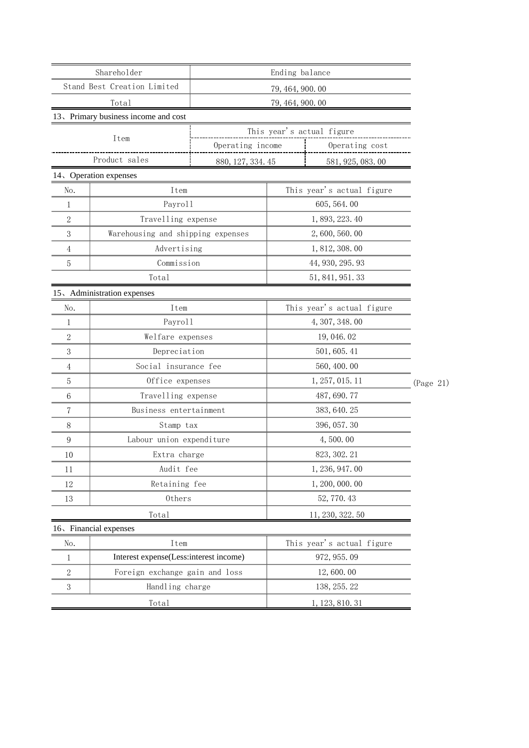| Shareholder | Ending balance |
| --- | --- |
| Stand Best Creation Limited | 79,464,900.00 |
| Total | 79,464,900.00 |

13、Primary business income and cost

| Item | This year's actual figure | |
| --- | --- | --- |
| | Operating income | Operating cost |
| Product sales | 880,127,334.45 | 581,925,083.00 |

14、Operation expenses

| No. | Item | This year's actual figure |
| --- | --- | --- |
| 1 | Payroll | 605,564.00 |
| 2 | Travelling expense | 1,893,223.40 |
| 3 | Warehousing and shipping expenses | 2,600,560.00 |
| 4 | Advertising | 1,812,308.00 |
| 5 | Commission | 44,930,295.93 |
| | Total | 51,841,951.33 |

15、Administration expenses

| No. | Item | This year's actual figure |
| --- | --- | --- |
| 1 | Payroll | 4,307,348.00 |
| 2 | Welfare expenses | 19,046.02 |
| 3 | Depreciation | 501,605.41 |
| 4 | Social insurance fee | 560,400.00 |
| 5 | Office expenses | 1,257,015.11 |
| 6 | Travelling expense | 487,690.77 |
| 7 | Business entertainment | 383,640.25 |
| 8 | Stamp tax | 396,057.30 |
| 9 | Labour union expenditure | 4,500.00 |
| 10 | Extra charge | 823,302.21 |
| 11 | Audit fee | 1,236,947.00 |
| 12 | Retaining fee | 1,200,000.00 |
| 13 | Others | 52,770.43 |
| | Total | 11,230,322.50 |

16、Financial expenses

| No. | Item | This year's actual figure |
| --- | --- | --- |
| 1 | Interest expense(Less:interest income) | 972,955.09 |
| 2 | Foreign exchange gain and loss | 12,600.00 |
| 3 | Handling charge | 138,255.22 |
| | Total | 1,123,810.31 |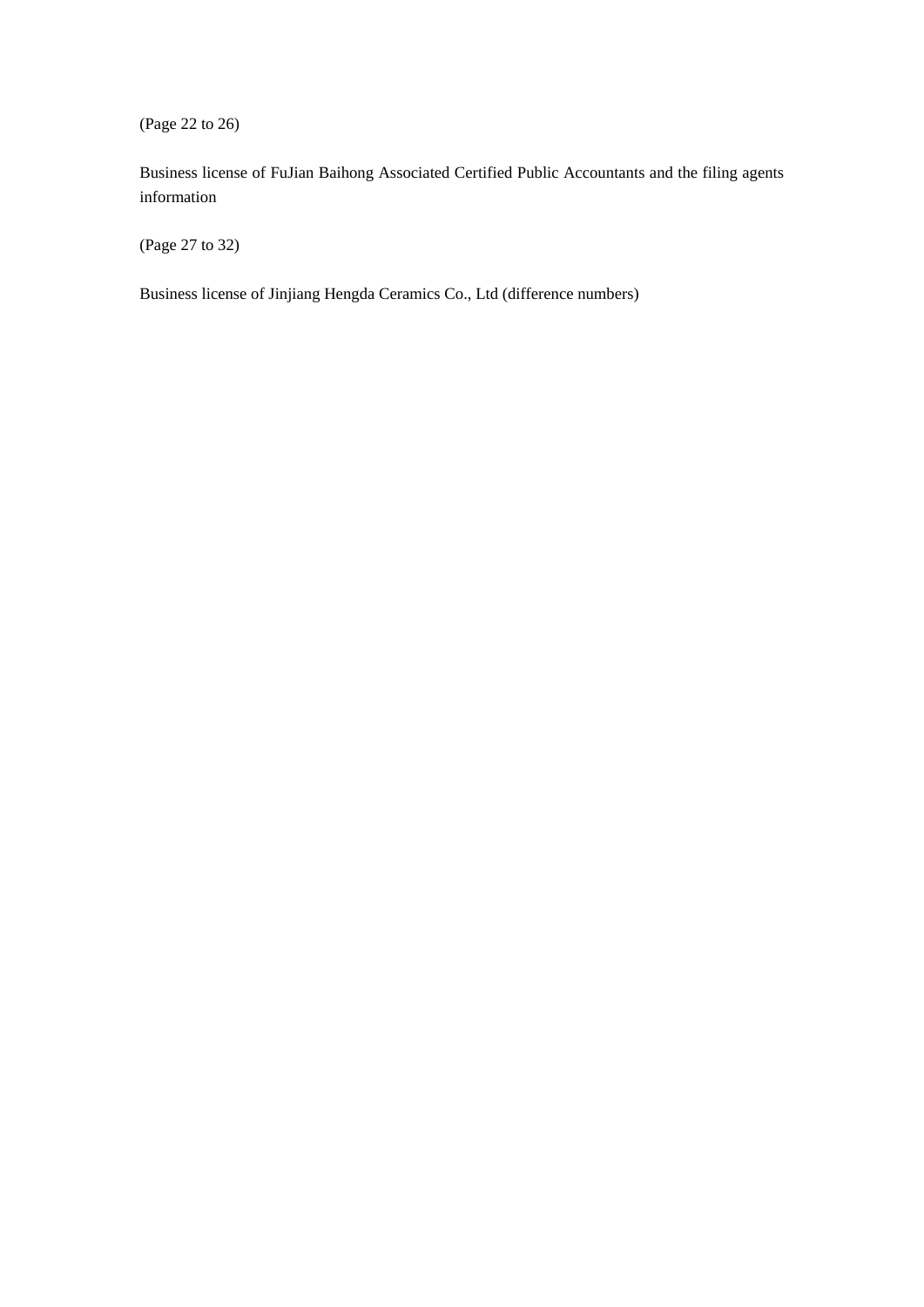(Page 22 to 26)

Business license of FuJian Baihong Associated Certified Public Accountants and the filing agents information

(Page 27 to 32)

Business license of Jinjiang Hengda Ceramics Co., Ltd (difference numbers)